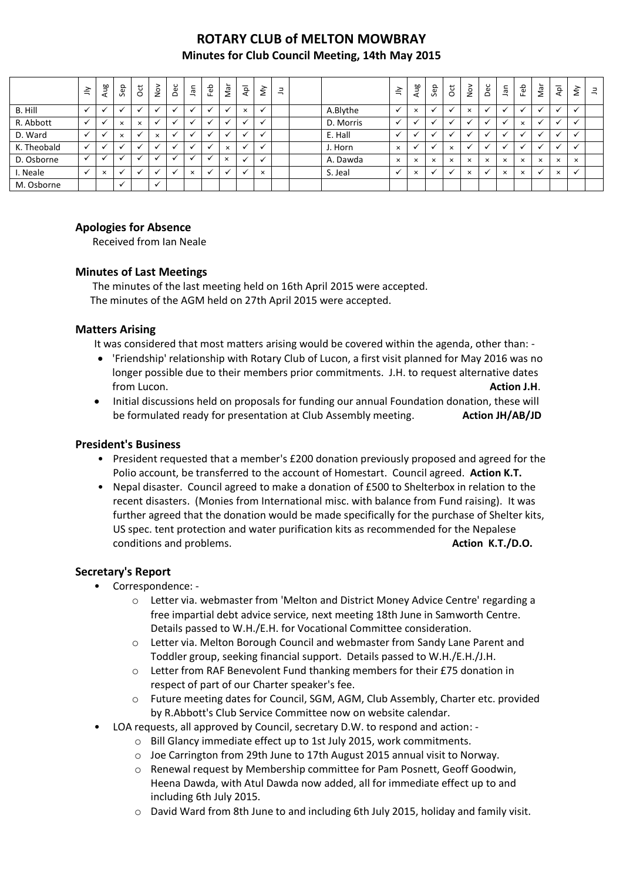# ROTARY CLUB of MELTON MOWBRAY

## Minutes for Club Council Meeting, 14th May 2015

| | Jly | Aug | Sep | Oct | Nov | Dec | Jan | Feb | Mar | Apl | My | Ju | | | Jly | Aug | Sep | Oct | Nov | Dec | Jan | Feb | Mar | Apl | My | Ju |
|---|---|---|---|---|---|---|---|---|---|---|---|---|---|---|---|---|---|---|---|---|---|---|---|---|---|---|
| B. Hill | ✓ | ✓ | ✓ | ✓ | ✓ | ✓ | ✓ | ✓ | ✓ | × | ✓ | | | A.Blythe | ✓ | × | ✓ | ✓ | × | ✓ | ✓ | ✓ | ✓ | ✓ | ✓ | |
| R. Abbott | ✓ | ✓ | × | × | ✓ | ✓ | ✓ | ✓ | ✓ | ✓ | ✓ | | | D. Morris | ✓ | ✓ | ✓ | ✓ | ✓ | ✓ | ✓ | × | ✓ | ✓ | ✓ | |
| D. Ward | ✓ | ✓ | × | ✓ | × | ✓ | ✓ | ✓ | ✓ | ✓ | ✓ | | | E. Hall | ✓ | ✓ | ✓ | ✓ | ✓ | ✓ | ✓ | ✓ | ✓ | ✓ | ✓ | |
| K. Theobald | ✓ | ✓ | ✓ | ✓ | ✓ | ✓ | ✓ | ✓ | × | ✓ | ✓ | | | J. Horn | × | ✓ | ✓ | × | ✓ | ✓ | ✓ | ✓ | ✓ | ✓ | ✓ | |
| D. Osborne | ✓ | ✓ | ✓ | ✓ | ✓ | ✓ | ✓ | ✓ | × | ✓ | ✓ | | | A. Dawda | × | × | × | × | × | × | × | × | × | × | × | |
| I. Neale | ✓ | × | ✓ | ✓ | ✓ | ✓ | × | ✓ | ✓ | ✓ | × | | | S. Jeal | ✓ | × | ✓ | ✓ | × | ✓ | × | × | ✓ | × | ✓ | |
| M. Osborne | | | ✓ | | ✓ | | | | | | | | | | | | | | | | | | | | | |

### Apologies for Absence

Received from Ian Neale

### Minutes of Last Meetings

The minutes of the last meeting held on 16th April 2015 were accepted.
The minutes of the AGM held on 27th April 2015 were accepted.

### Matters Arising

It was considered that most matters arising would be covered within the agenda, other than: -

- 'Friendship' relationship with Rotary Club of Lucon, a first visit planned for May 2016 was no longer possible due to their members prior commitments. J.H. to request alternative dates from Lucon. **Action J.H**.
- Initial discussions held on proposals for funding our annual Foundation donation, these will be formulated ready for presentation at Club Assembly meeting. **Action JH/AB/JD**

### President's Business

- President requested that a member's £200 donation previously proposed and agreed for the Polio account, be transferred to the account of Homestart. Council agreed. **Action K.T.**
- Nepal disaster. Council agreed to make a donation of £500 to Shelterbox in relation to the recent disasters. (Monies from International misc. with balance from Fund raising). It was further agreed that the donation would be made specifically for the purchase of Shelter kits, US spec. tent protection and water purification kits as recommended for the Nepalese conditions and problems. **Action K.T./D.O.**

### Secretary's Report

- Correspondence: -
  - Letter via. webmaster from 'Melton and District Money Advice Centre' regarding a free impartial debt advice service, next meeting 18th June in Samworth Centre. Details passed to W.H./E.H. for Vocational Committee consideration.
  - Letter via. Melton Borough Council and webmaster from Sandy Lane Parent and Toddler group, seeking financial support. Details passed to W.H./E.H./J.H.
  - Letter from RAF Benevolent Fund thanking members for their £75 donation in respect of part of our Charter speaker's fee.
  - Future meeting dates for Council, SGM, AGM, Club Assembly, Charter etc. provided by R.Abbott's Club Service Committee now on website calendar.
- LOA requests, all approved by Council, secretary D.W. to respond and action: -
  - Bill Glancy immediate effect up to 1st July 2015, work commitments.
  - Joe Carrington from 29th June to 17th August 2015 annual visit to Norway.
  - Renewal request by Membership committee for Pam Posnett, Geoff Goodwin, Heena Dawda, with Atul Dawda now added, all for immediate effect up to and including 6th July 2015.
  - David Ward from 8th June to and including 6th July 2015, holiday and family visit.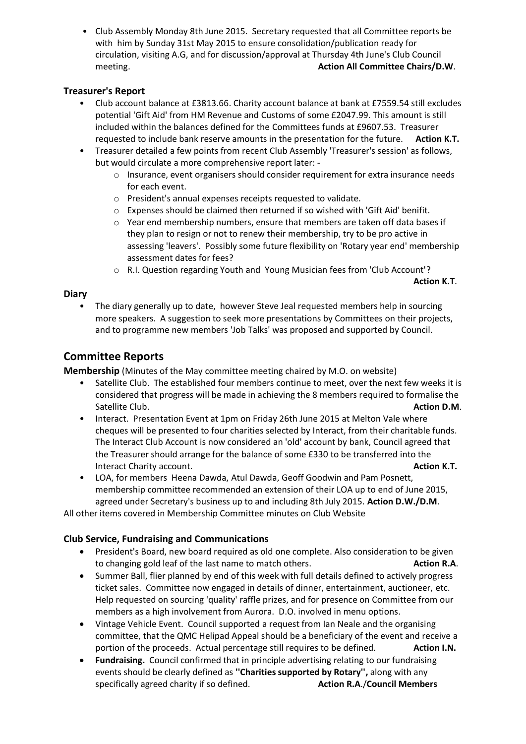- Club Assembly Monday 8th June 2015. Secretary requested that all Committee reports be with him by Sunday 31st May 2015 to ensure consolidation/publication ready for circulation, visiting A.G, and for discussion/approval at Thursday 4th June's Club Council meeting. **Action All Committee Chairs/D.W**.

### Treasurer's Report

- Club account balance at £3813.66. Charity account balance at bank at £7559.54 still excludes potential 'Gift Aid' from HM Revenue and Customs of some £2047.99. This amount is still included within the balances defined for the Committees funds at £9607.53. Treasurer requested to include bank reserve amounts in the presentation for the future. **Action K.T.**
- Treasurer detailed a few points from recent Club Assembly 'Treasurer's session' as follows, but would circulate a more comprehensive report later: -
  - Insurance, event organisers should consider requirement for extra insurance needs for each event.
  - President's annual expenses receipts requested to validate.
  - Expenses should be claimed then returned if so wished with 'Gift Aid' benifit.
  - Year end membership numbers, ensure that members are taken off data bases if they plan to resign or not to renew their membership, try to be pro active in assessing 'leavers'. Possibly some future flexibility on 'Rotary year end' membership assessment dates for fees?
  - R.I. Question regarding Youth and Young Musician fees from 'Club Account'?

  **Action K.T**.

### Diary

- The diary generally up to date, however Steve Jeal requested members help in sourcing more speakers. A suggestion to seek more presentations by Committees on their projects, and to programme new members 'Job Talks' was proposed and supported by Council.

## Committee Reports

**Membership** (Minutes of the May committee meeting chaired by M.O. on website)

- Satellite Club. The established four members continue to meet, over the next few weeks it is considered that progress will be made in achieving the 8 members required to formalise the Satellite Club. **Action D.M**.
- Interact. Presentation Event at 1pm on Friday 26th June 2015 at Melton Vale where cheques will be presented to four charities selected by Interact, from their charitable funds. The Interact Club Account is now considered an 'old' account by bank, Council agreed that the Treasurer should arrange for the balance of some £330 to be transferred into the Interact Charity account. **Action K.T.**
- LOA, for members Heena Dawda, Atul Dawda, Geoff Goodwin and Pam Posnett, membership committee recommended an extension of their LOA up to end of June 2015, agreed under Secretary's business up to and including 8th July 2015. **Action D.W./D.M**.

All other items covered in Membership Committee minutes on Club Website

### Club Service, Fundraising and Communications

- President's Board, new board required as old one complete. Also consideration to be given to changing gold leaf of the last name to match others. **Action R.A**.
- Summer Ball, flier planned by end of this week with full details defined to actively progress ticket sales. Committee now engaged in details of dinner, entertainment, auctioneer, etc. Help requested on sourcing 'quality' raffle prizes, and for presence on Committee from our members as a high involvement from Aurora. D.O. involved in menu options.
- Vintage Vehicle Event. Council supported a request from Ian Neale and the organising committee, that the QMC Helipad Appeal should be a beneficiary of the event and receive a portion of the proceeds. Actual percentage still requires to be defined. **Action I.N.**
- **Fundraising.** Council confirmed that in principle advertising relating to our fundraising events should be clearly defined as **''Charities supported by Rotary'',** along with any specifically agreed charity if so defined. **Action R.A**./**Council Members**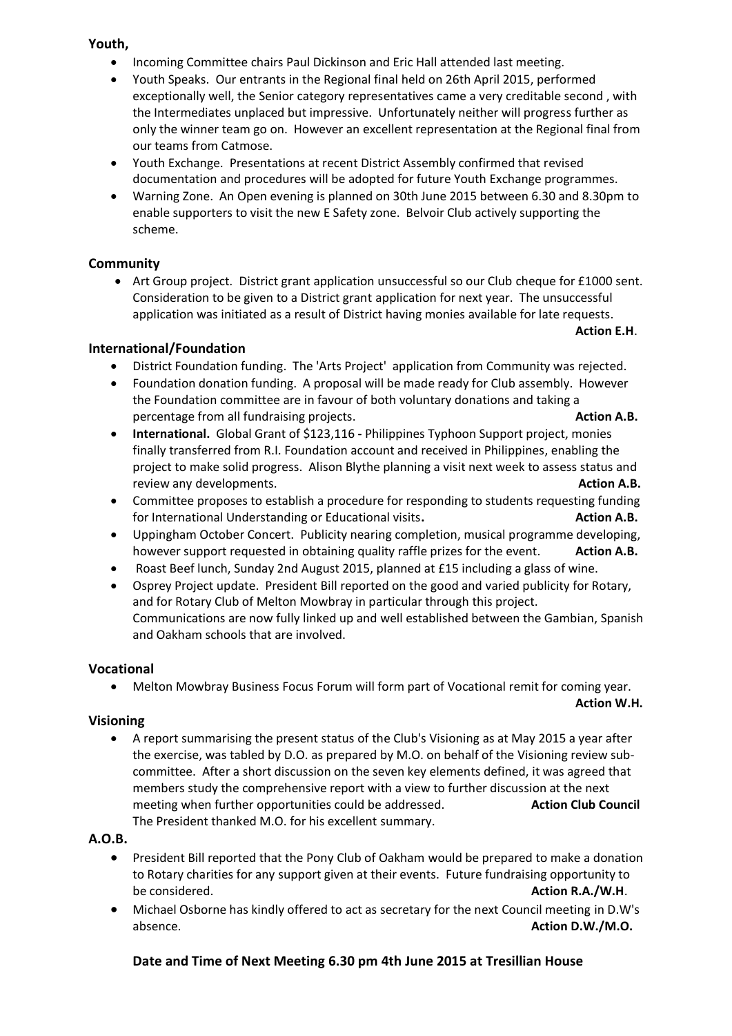**Youth,**

- Incoming Committee chairs Paul Dickinson and Eric Hall attended last meeting.
- Youth Speaks. Our entrants in the Regional final held on 26th April 2015, performed exceptionally well, the Senior category representatives came a very creditable second , with the Intermediates unplaced but impressive. Unfortunately neither will progress further as only the winner team go on. However an excellent representation at the Regional final from our teams from Catmose.
- Youth Exchange. Presentations at recent District Assembly confirmed that revised documentation and procedures will be adopted for future Youth Exchange programmes.
- Warning Zone. An Open evening is planned on 30th June 2015 between 6.30 and 8.30pm to enable supporters to visit the new E Safety zone. Belvoir Club actively supporting the scheme.

## Community

- Art Group project. District grant application unsuccessful so our Club cheque for £1000 sent. Consideration to be given to a District grant application for next year. The unsuccessful application was initiated as a result of District having monies available for late requests. **Action E.H**.

## International/Foundation

- District Foundation funding. The 'Arts Project' application from Community was rejected.
- Foundation donation funding. A proposal will be made ready for Club assembly. However the Foundation committee are in favour of both voluntary donations and taking a percentage from all fundraising projects. **Action A.B.**
- **International.** Global Grant of $123,116 **-** Philippines Typhoon Support project, monies finally transferred from R.I. Foundation account and received in Philippines, enabling the project to make solid progress. Alison Blythe planning a visit next week to assess status and review any developments. **Action A.B.**
- Committee proposes to establish a procedure for responding to students requesting funding for International Understanding or Educational visits**.** **Action A.B.**
- Uppingham October Concert. Publicity nearing completion, musical programme developing, however support requested in obtaining quality raffle prizes for the event. **Action A.B.**
- Roast Beef lunch, Sunday 2nd August 2015, planned at £15 including a glass of wine.
- Osprey Project update. President Bill reported on the good and varied publicity for Rotary, and for Rotary Club of Melton Mowbray in particular through this project. Communications are now fully linked up and well established between the Gambian, Spanish and Oakham schools that are involved.

## Vocational

- Melton Mowbray Business Focus Forum will form part of Vocational remit for coming year. **Action W.H.**

## Visioning

- A report summarising the present status of the Club's Visioning as at May 2015 a year after the exercise, was tabled by D.O. as prepared by M.O. on behalf of the Visioning review sub-committee. After a short discussion on the seven key elements defined, it was agreed that members study the comprehensive report with a view to further discussion at the next meeting when further opportunities could be addressed. **Action Club Council** The President thanked M.O. for his excellent summary.

**A.O.B.**

- President Bill reported that the Pony Club of Oakham would be prepared to make a donation to Rotary charities for any support given at their events. Future fundraising opportunity to be considered. **Action R.A./W.H**.
- Michael Osborne has kindly offered to act as secretary for the next Council meeting in D.W's absence. **Action D.W./M.O.**

**Date and Time of Next Meeting 6.30 pm 4th June 2015 at Tresillian House**